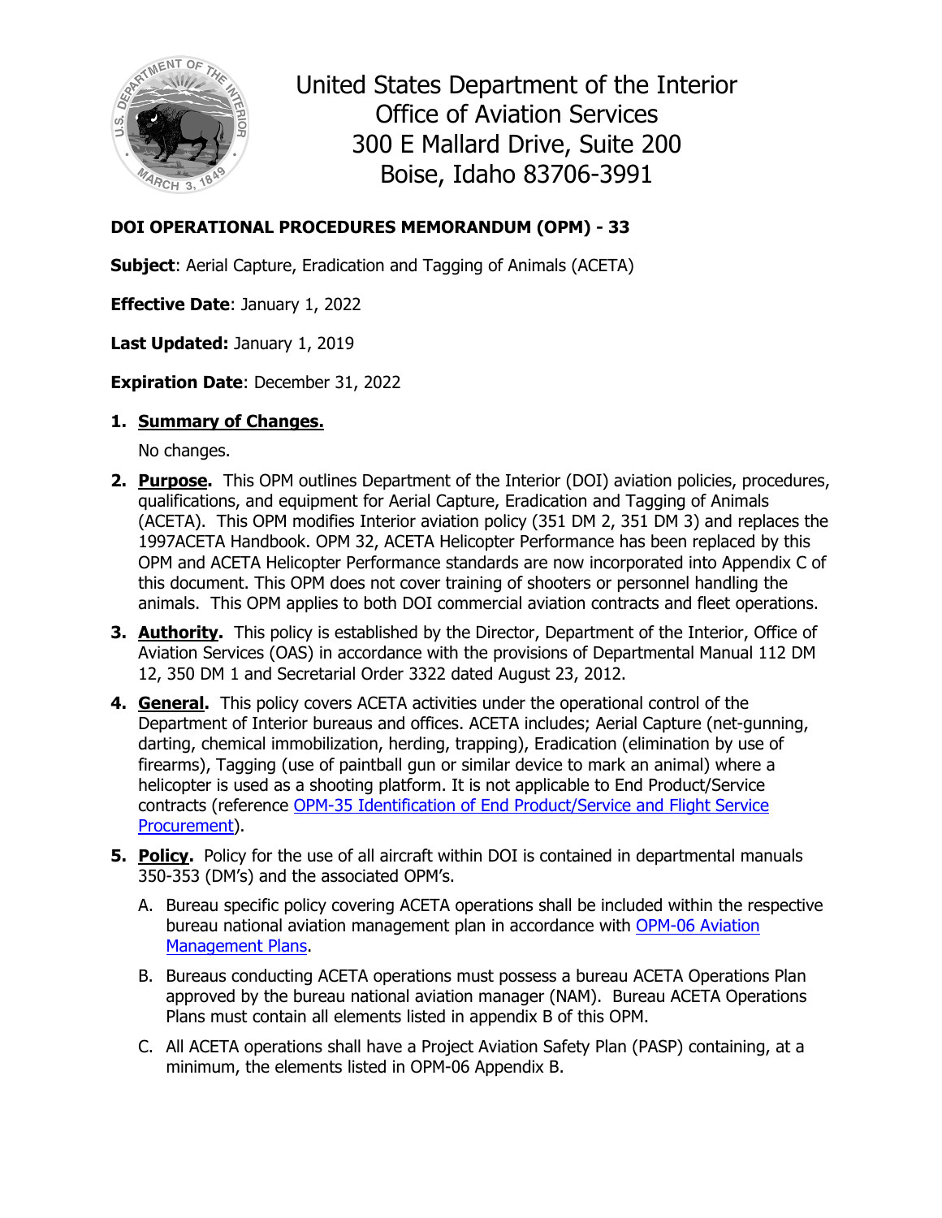United States Department of the Interior
Office of Aviation Services
300 E Mallard Drive, Suite 200
Boise, Idaho 83706-3991

**DOI OPERATIONAL PROCEDURES MEMORANDUM (OPM) - 33**

**Subject**: Aerial Capture, Eradication and Tagging of Animals (ACETA)

**Effective Date**: January 1, 2022

**Last Updated:** January 1, 2019

**Expiration Date**: December 31, 2022

1. **Summary of Changes.**

   No changes.

2. **Purpose.** This OPM outlines Department of the Interior (DOI) aviation policies, procedures, qualifications, and equipment for Aerial Capture, Eradication and Tagging of Animals (ACETA). This OPM modifies Interior aviation policy (351 DM 2, 351 DM 3) and replaces the 1997ACETA Handbook. OPM 32, ACETA Helicopter Performance has been replaced by this OPM and ACETA Helicopter Performance standards are now incorporated into Appendix C of this document. This OPM does not cover training of shooters or personnel handling the animals. This OPM applies to both DOI commercial aviation contracts and fleet operations.

3. **Authority.** This policy is established by the Director, Department of the Interior, Office of Aviation Services (OAS) in accordance with the provisions of Departmental Manual 112 DM 12, 350 DM 1 and Secretarial Order 3322 dated August 23, 2012.

4. **General.** This policy covers ACETA activities under the operational control of the Department of Interior bureaus and offices. ACETA includes; Aerial Capture (net-gunning, darting, chemical immobilization, herding, trapping), Eradication (elimination by use of firearms), Tagging (use of paintball gun or similar device to mark an animal) where a helicopter is used as a shooting platform. It is not applicable to End Product/Service contracts (reference OPM-35 Identification of End Product/Service and Flight Service Procurement).

5. **Policy.** Policy for the use of all aircraft within DOI is contained in departmental manuals 350-353 (DM's) and the associated OPM's.

   A. Bureau specific policy covering ACETA operations shall be included within the respective bureau national aviation management plan in accordance with OPM-06 Aviation Management Plans.

   B. Bureaus conducting ACETA operations must possess a bureau ACETA Operations Plan approved by the bureau national aviation manager (NAM). Bureau ACETA Operations Plans must contain all elements listed in appendix B of this OPM.

   C. All ACETA operations shall have a Project Aviation Safety Plan (PASP) containing, at a minimum, the elements listed in OPM-06 Appendix B.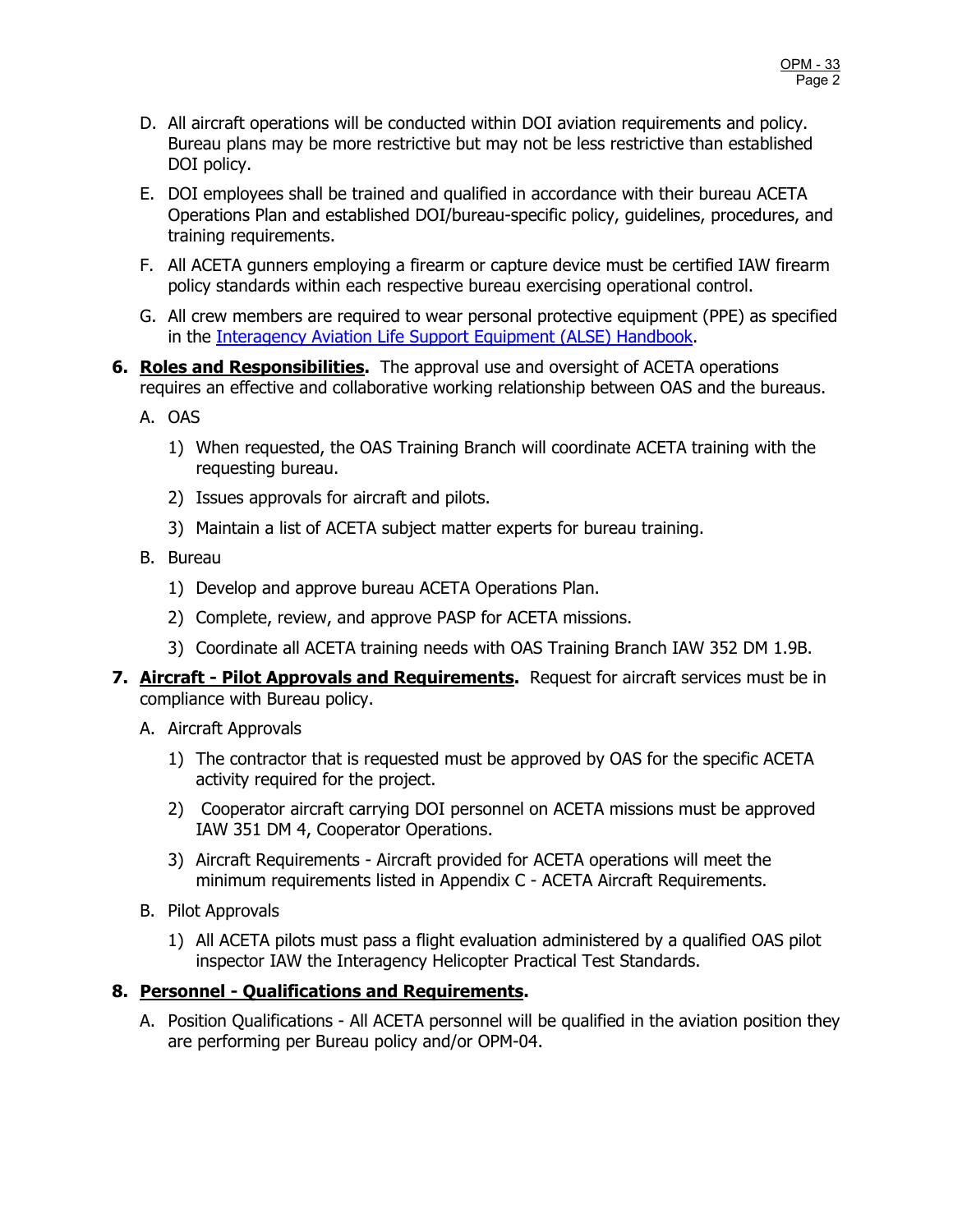D. All aircraft operations will be conducted within DOI aviation requirements and policy. Bureau plans may be more restrictive but may not be less restrictive than established DOI policy.

E. DOI employees shall be trained and qualified in accordance with their bureau ACETA Operations Plan and established DOI/bureau-specific policy, guidelines, procedures, and training requirements.

F. All ACETA gunners employing a firearm or capture device must be certified IAW firearm policy standards within each respective bureau exercising operational control.

G. All crew members are required to wear personal protective equipment (PPE) as specified in the [Interagency Aviation Life Support Equipment (ALSE) Handbook](#).

**6. Roles and Responsibilities.** The approval use and oversight of ACETA operations requires an effective and collaborative working relationship between OAS and the bureaus.

A. OAS

1) When requested, the OAS Training Branch will coordinate ACETA training with the requesting bureau.

2) Issues approvals for aircraft and pilots.

3) Maintain a list of ACETA subject matter experts for bureau training.

B. Bureau

1) Develop and approve bureau ACETA Operations Plan.

2) Complete, review, and approve PASP for ACETA missions.

3) Coordinate all ACETA training needs with OAS Training Branch IAW 352 DM 1.9B.

**7. Aircraft - Pilot Approvals and Requirements.** Request for aircraft services must be in compliance with Bureau policy.

A. Aircraft Approvals

1) The contractor that is requested must be approved by OAS for the specific ACETA activity required for the project.

2) Cooperator aircraft carrying DOI personnel on ACETA missions must be approved IAW 351 DM 4, Cooperator Operations.

3) Aircraft Requirements - Aircraft provided for ACETA operations will meet the minimum requirements listed in Appendix C - ACETA Aircraft Requirements.

B. Pilot Approvals

1) All ACETA pilots must pass a flight evaluation administered by a qualified OAS pilot inspector IAW the Interagency Helicopter Practical Test Standards.

**8. Personnel - Qualifications and Requirements.**

A. Position Qualifications - All ACETA personnel will be qualified in the aviation position they are performing per Bureau policy and/or OPM-04.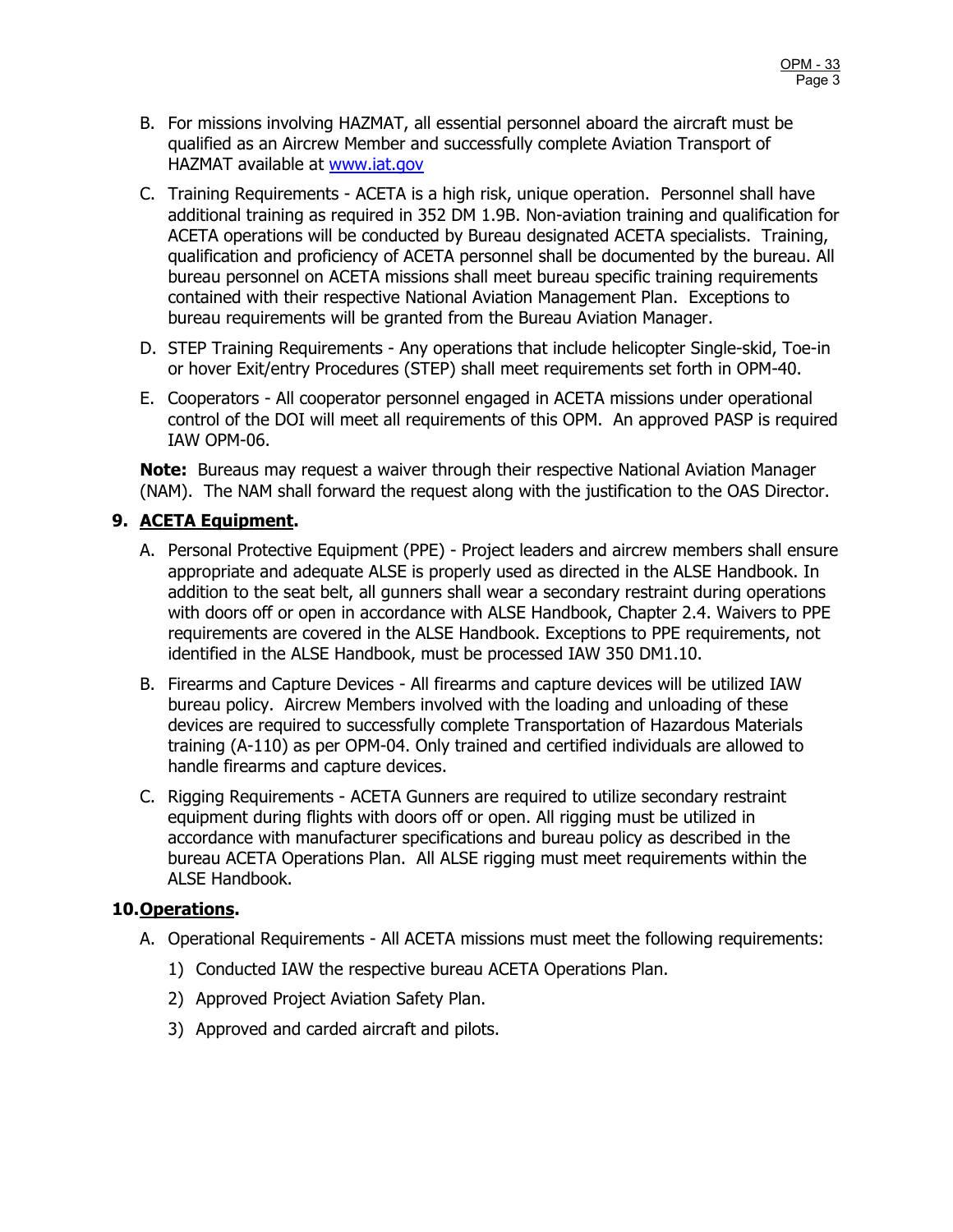B. For missions involving HAZMAT, all essential personnel aboard the aircraft must be qualified as an Aircrew Member and successfully complete Aviation Transport of HAZMAT available at [www.iat.gov](http://www.iat.gov)

C. Training Requirements - ACETA is a high risk, unique operation. Personnel shall have additional training as required in 352 DM 1.9B. Non-aviation training and qualification for ACETA operations will be conducted by Bureau designated ACETA specialists. Training, qualification and proficiency of ACETA personnel shall be documented by the bureau. All bureau personnel on ACETA missions shall meet bureau specific training requirements contained with their respective National Aviation Management Plan. Exceptions to bureau requirements will be granted from the Bureau Aviation Manager.

D. STEP Training Requirements - Any operations that include helicopter Single-skid, Toe-in or hover Exit/entry Procedures (STEP) shall meet requirements set forth in OPM-40.

E. Cooperators - All cooperator personnel engaged in ACETA missions under operational control of the DOI will meet all requirements of this OPM. An approved PASP is required IAW OPM-06.

**Note:** Bureaus may request a waiver through their respective National Aviation Manager (NAM). The NAM shall forward the request along with the justification to the OAS Director.

## 9. ACETA Equipment.

A. Personal Protective Equipment (PPE) - Project leaders and aircrew members shall ensure appropriate and adequate ALSE is properly used as directed in the ALSE Handbook. In addition to the seat belt, all gunners shall wear a secondary restraint during operations with doors off or open in accordance with ALSE Handbook, Chapter 2.4. Waivers to PPE requirements are covered in the ALSE Handbook. Exceptions to PPE requirements, not identified in the ALSE Handbook, must be processed IAW 350 DM1.10.

B. Firearms and Capture Devices - All firearms and capture devices will be utilized IAW bureau policy. Aircrew Members involved with the loading and unloading of these devices are required to successfully complete Transportation of Hazardous Materials training (A-110) as per OPM-04. Only trained and certified individuals are allowed to handle firearms and capture devices.

C. Rigging Requirements - ACETA Gunners are required to utilize secondary restraint equipment during flights with doors off or open. All rigging must be utilized in accordance with manufacturer specifications and bureau policy as described in the bureau ACETA Operations Plan. All ALSE rigging must meet requirements within the ALSE Handbook.

## 10. Operations.

A. Operational Requirements - All ACETA missions must meet the following requirements:

1) Conducted IAW the respective bureau ACETA Operations Plan.

2) Approved Project Aviation Safety Plan.

3) Approved and carded aircraft and pilots.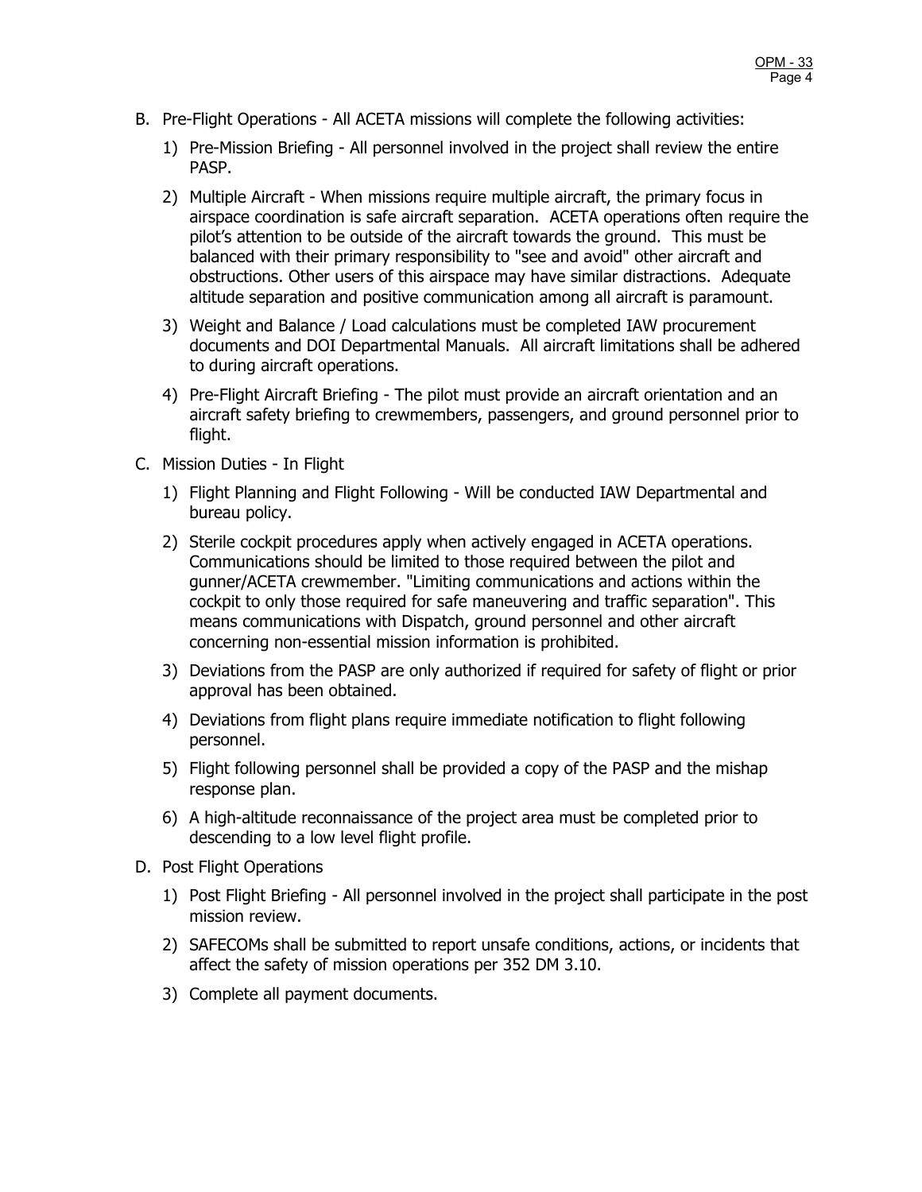B. Pre-Flight Operations - All ACETA missions will complete the following activities:

   1) Pre-Mission Briefing - All personnel involved in the project shall review the entire PASP.

   2) Multiple Aircraft - When missions require multiple aircraft, the primary focus in airspace coordination is safe aircraft separation. ACETA operations often require the pilot's attention to be outside of the aircraft towards the ground. This must be balanced with their primary responsibility to "see and avoid" other aircraft and obstructions. Other users of this airspace may have similar distractions. Adequate altitude separation and positive communication among all aircraft is paramount.

   3) Weight and Balance / Load calculations must be completed IAW procurement documents and DOI Departmental Manuals. All aircraft limitations shall be adhered to during aircraft operations.

   4) Pre-Flight Aircraft Briefing - The pilot must provide an aircraft orientation and an aircraft safety briefing to crewmembers, passengers, and ground personnel prior to flight.

C. Mission Duties - In Flight

   1) Flight Planning and Flight Following - Will be conducted IAW Departmental and bureau policy.

   2) Sterile cockpit procedures apply when actively engaged in ACETA operations. Communications should be limited to those required between the pilot and gunner/ACETA crewmember. "Limiting communications and actions within the cockpit to only those required for safe maneuvering and traffic separation". This means communications with Dispatch, ground personnel and other aircraft concerning non-essential mission information is prohibited.

   3) Deviations from the PASP are only authorized if required for safety of flight or prior approval has been obtained.

   4) Deviations from flight plans require immediate notification to flight following personnel.

   5) Flight following personnel shall be provided a copy of the PASP and the mishap response plan.

   6) A high-altitude reconnaissance of the project area must be completed prior to descending to a low level flight profile.

D. Post Flight Operations

   1) Post Flight Briefing - All personnel involved in the project shall participate in the post mission review.

   2) SAFECOMs shall be submitted to report unsafe conditions, actions, or incidents that affect the safety of mission operations per 352 DM 3.10.

   3) Complete all payment documents.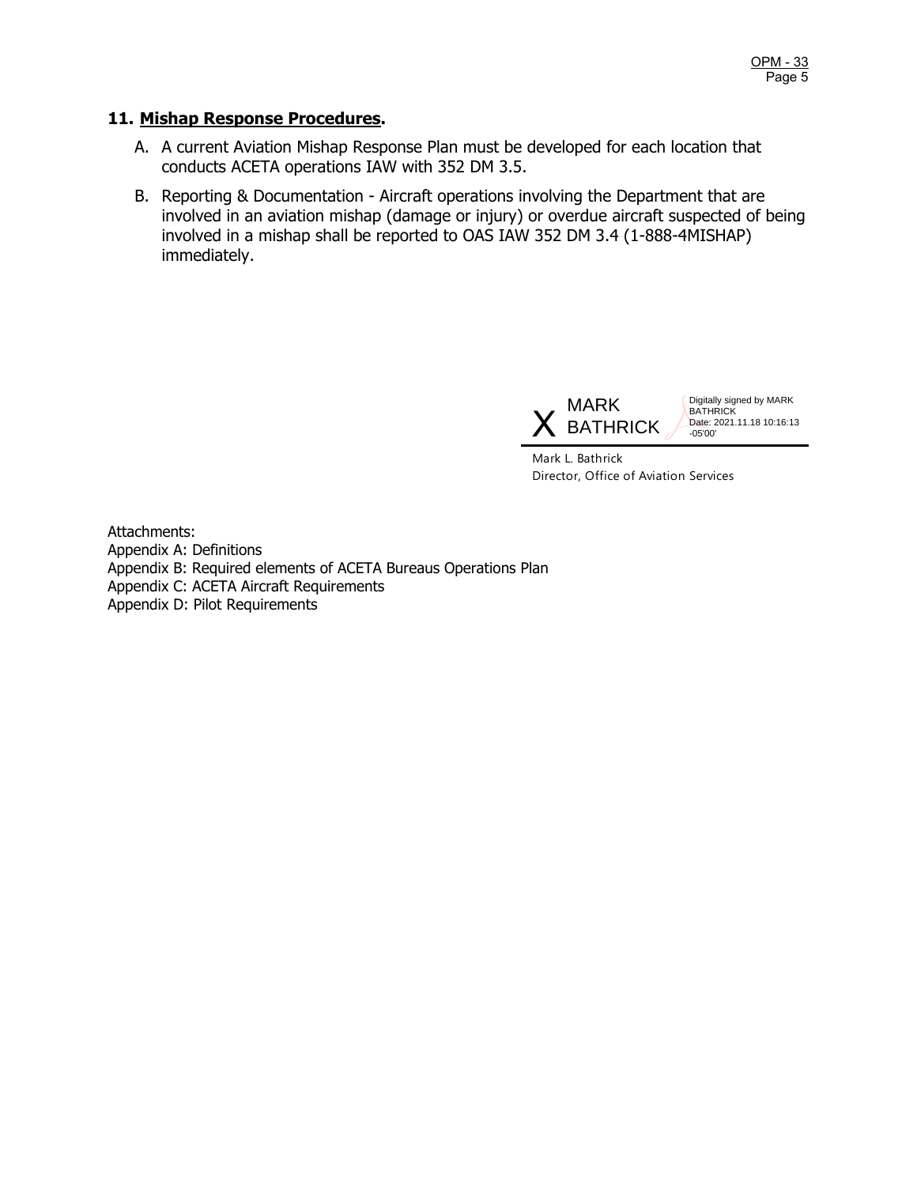## 11. **Mishap Response Procedures**.

A. A current Aviation Mishap Response Plan must be developed for each location that conducts ACETA operations IAW with 352 DM 3.5.

B. Reporting & Documentation - Aircraft operations involving the Department that are involved in an aviation mishap (damage or injury) or overdue aircraft suspected of being involved in a mishap shall be reported to OAS IAW 352 DM 3.4 (1-888-4MISHAP) immediately.

X MARK BATHRICK — Digitally signed by MARK BATHRICK Date: 2021.11.18 10:16:13 -05'00'

Mark L. Bathrick
Director, Office of Aviation Services

Attachments:
Appendix A: Definitions
Appendix B: Required elements of ACETA Bureaus Operations Plan
Appendix C: ACETA Aircraft Requirements
Appendix D: Pilot Requirements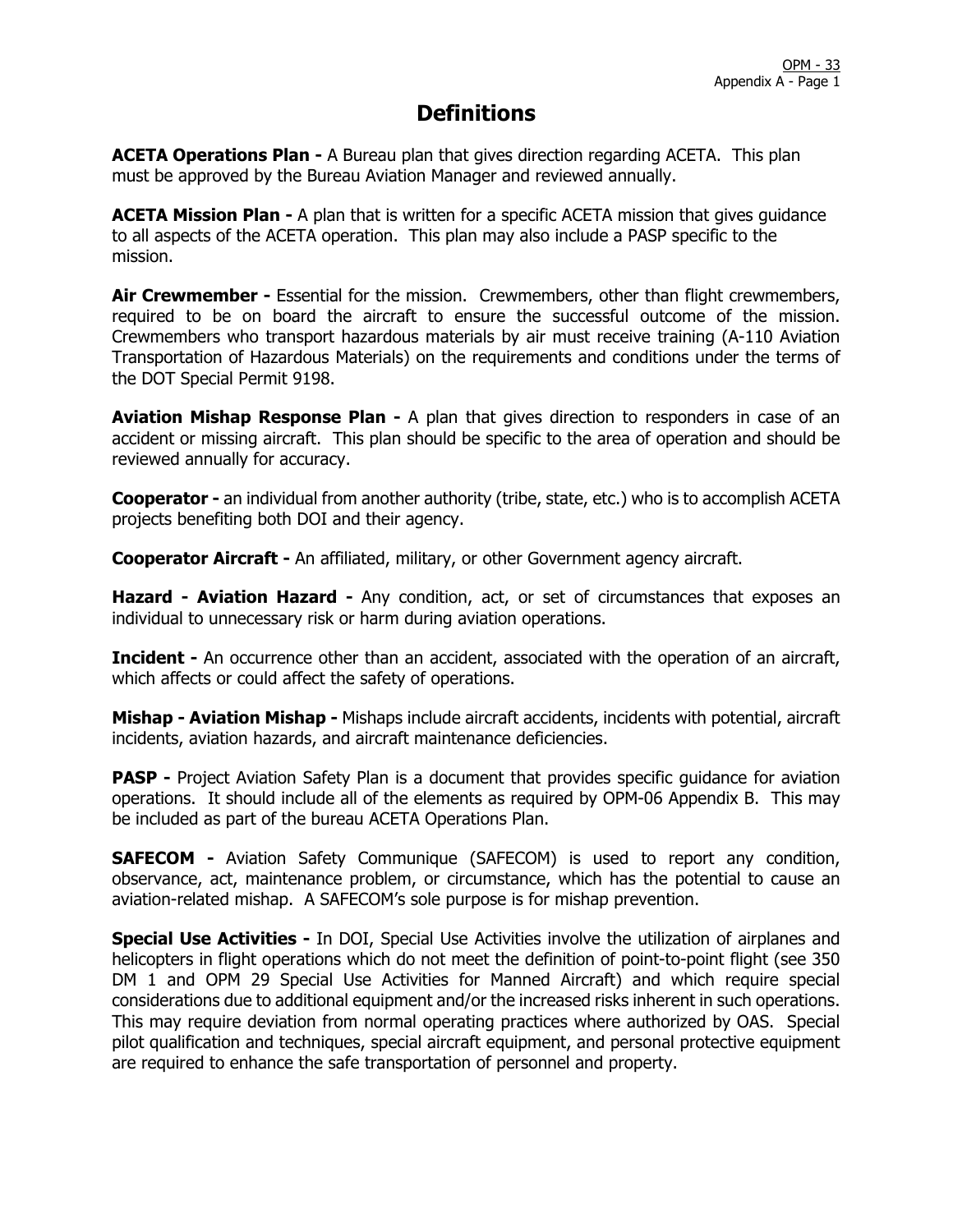# Definitions

**ACETA Operations Plan -** A Bureau plan that gives direction regarding ACETA. This plan must be approved by the Bureau Aviation Manager and reviewed annually.

**ACETA Mission Plan -** A plan that is written for a specific ACETA mission that gives guidance to all aspects of the ACETA operation. This plan may also include a PASP specific to the mission.

**Air Crewmember -** Essential for the mission. Crewmembers, other than flight crewmembers, required to be on board the aircraft to ensure the successful outcome of the mission. Crewmembers who transport hazardous materials by air must receive training (A-110 Aviation Transportation of Hazardous Materials) on the requirements and conditions under the terms of the DOT Special Permit 9198.

**Aviation Mishap Response Plan -** A plan that gives direction to responders in case of an accident or missing aircraft. This plan should be specific to the area of operation and should be reviewed annually for accuracy.

**Cooperator -** an individual from another authority (tribe, state, etc.) who is to accomplish ACETA projects benefiting both DOI and their agency.

**Cooperator Aircraft -** An affiliated, military, or other Government agency aircraft.

**Hazard - Aviation Hazard -** Any condition, act, or set of circumstances that exposes an individual to unnecessary risk or harm during aviation operations.

**Incident -** An occurrence other than an accident, associated with the operation of an aircraft, which affects or could affect the safety of operations.

**Mishap - Aviation Mishap -** Mishaps include aircraft accidents, incidents with potential, aircraft incidents, aviation hazards, and aircraft maintenance deficiencies.

**PASP -** Project Aviation Safety Plan is a document that provides specific guidance for aviation operations. It should include all of the elements as required by OPM-06 Appendix B. This may be included as part of the bureau ACETA Operations Plan.

**SAFECOM -** Aviation Safety Communique (SAFECOM) is used to report any condition, observance, act, maintenance problem, or circumstance, which has the potential to cause an aviation-related mishap. A SAFECOM's sole purpose is for mishap prevention.

**Special Use Activities -** In DOI, Special Use Activities involve the utilization of airplanes and helicopters in flight operations which do not meet the definition of point-to-point flight (see 350 DM 1 and OPM 29 Special Use Activities for Manned Aircraft) and which require special considerations due to additional equipment and/or the increased risks inherent in such operations. This may require deviation from normal operating practices where authorized by OAS. Special pilot qualification and techniques, special aircraft equipment, and personal protective equipment are required to enhance the safe transportation of personnel and property.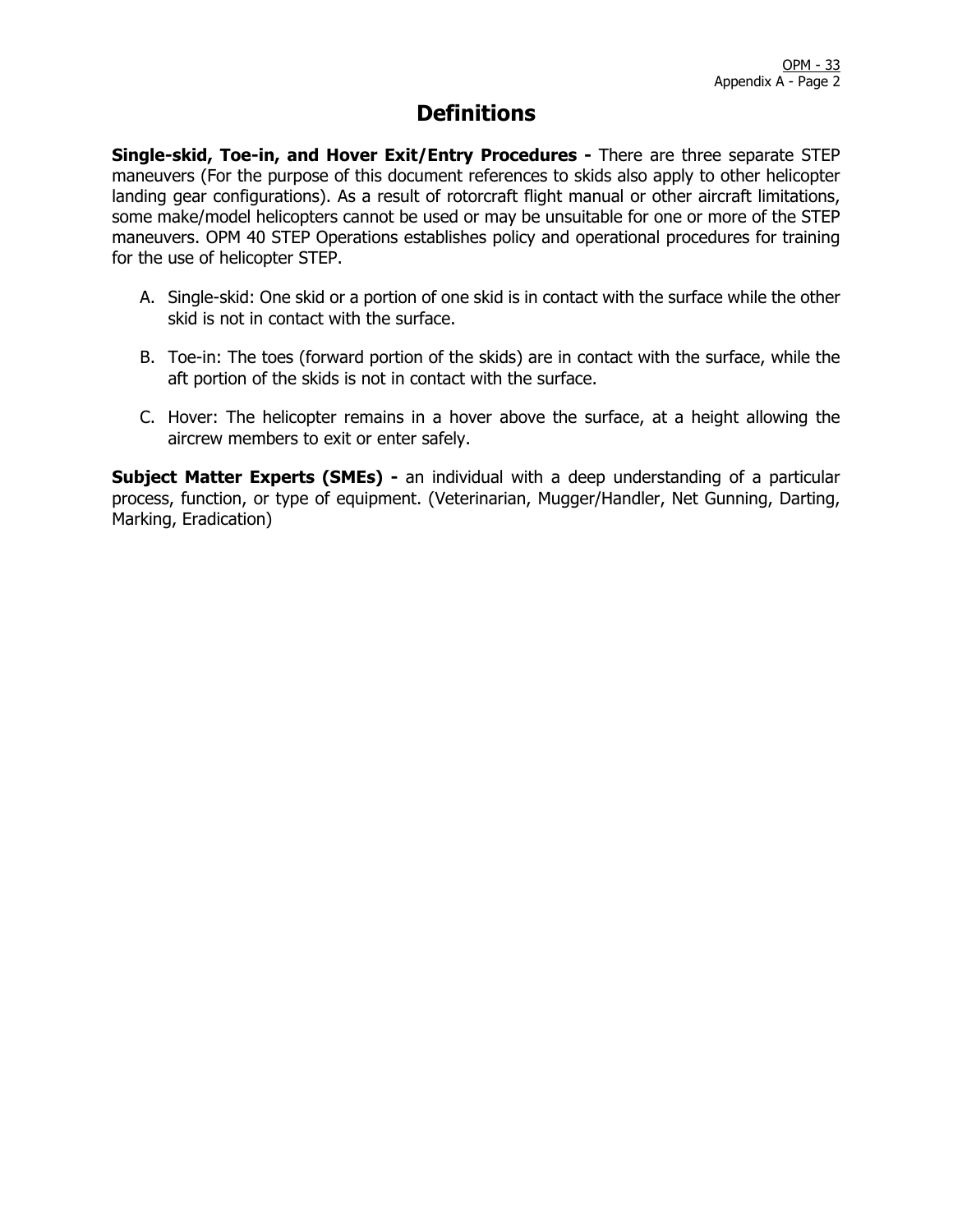# Definitions

**Single-skid, Toe-in, and Hover Exit/Entry Procedures -** There are three separate STEP maneuvers (For the purpose of this document references to skids also apply to other helicopter landing gear configurations). As a result of rotorcraft flight manual or other aircraft limitations, some make/model helicopters cannot be used or may be unsuitable for one or more of the STEP maneuvers. OPM 40 STEP Operations establishes policy and operational procedures for training for the use of helicopter STEP.

A. Single-skid: One skid or a portion of one skid is in contact with the surface while the other skid is not in contact with the surface.

B. Toe-in: The toes (forward portion of the skids) are in contact with the surface, while the aft portion of the skids is not in contact with the surface.

C. Hover: The helicopter remains in a hover above the surface, at a height allowing the aircrew members to exit or enter safely.

**Subject Matter Experts (SMEs) -** an individual with a deep understanding of a particular process, function, or type of equipment. (Veterinarian, Mugger/Handler, Net Gunning, Darting, Marking, Eradication)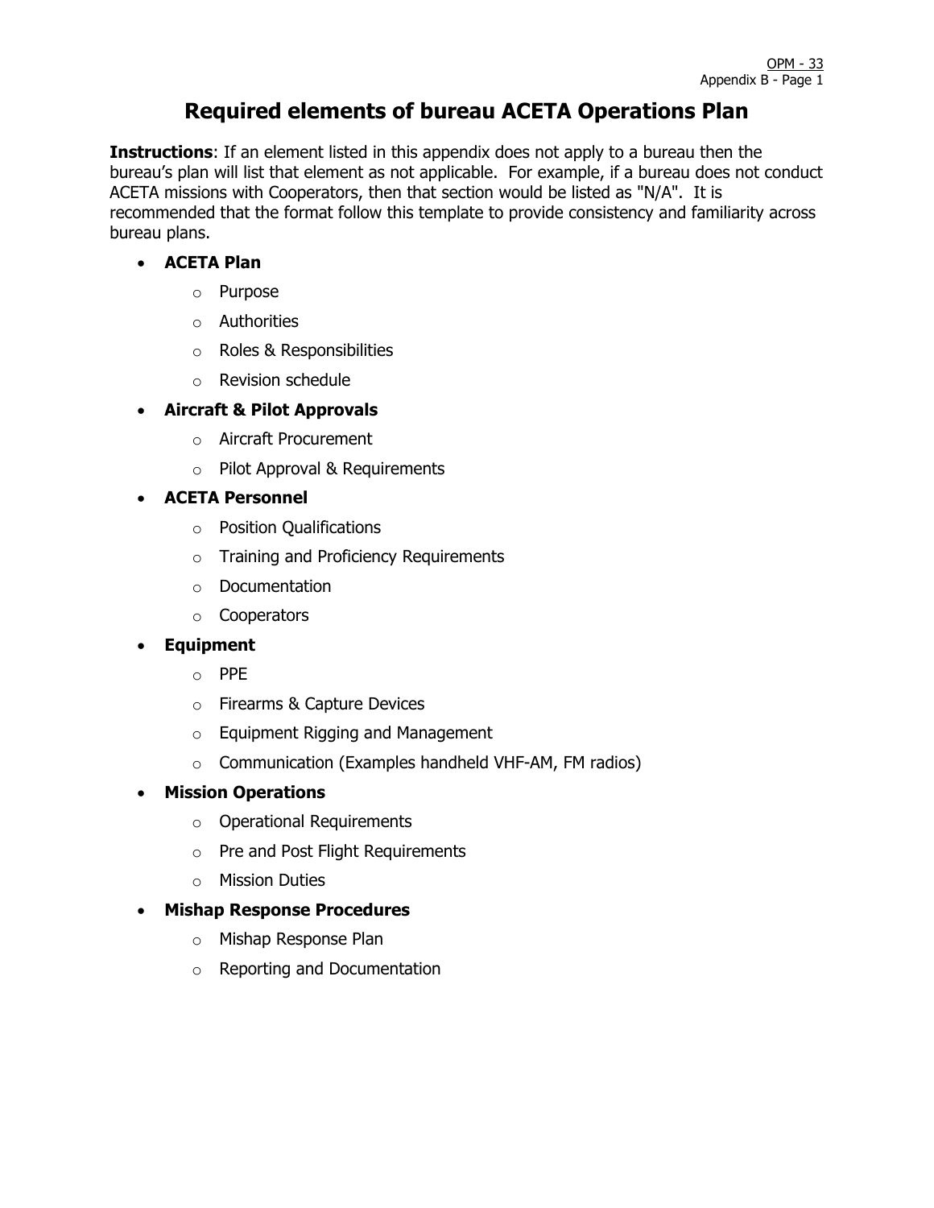# Required elements of bureau ACETA Operations Plan

**Instructions**: If an element listed in this appendix does not apply to a bureau then the bureau's plan will list that element as not applicable. For example, if a bureau does not conduct ACETA missions with Cooperators, then that section would be listed as "N/A". It is recommended that the format follow this template to provide consistency and familiarity across bureau plans.

- **ACETA Plan**
  - Purpose
  - Authorities
  - Roles & Responsibilities
  - Revision schedule
- **Aircraft & Pilot Approvals**
  - Aircraft Procurement
  - Pilot Approval & Requirements
- **ACETA Personnel**
  - Position Qualifications
  - Training and Proficiency Requirements
  - Documentation
  - Cooperators
- **Equipment**
  - PPE
  - Firearms & Capture Devices
  - Equipment Rigging and Management
  - Communication (Examples handheld VHF-AM, FM radios)
- **Mission Operations**
  - Operational Requirements
  - Pre and Post Flight Requirements
  - Mission Duties
- **Mishap Response Procedures**
  - Mishap Response Plan
  - Reporting and Documentation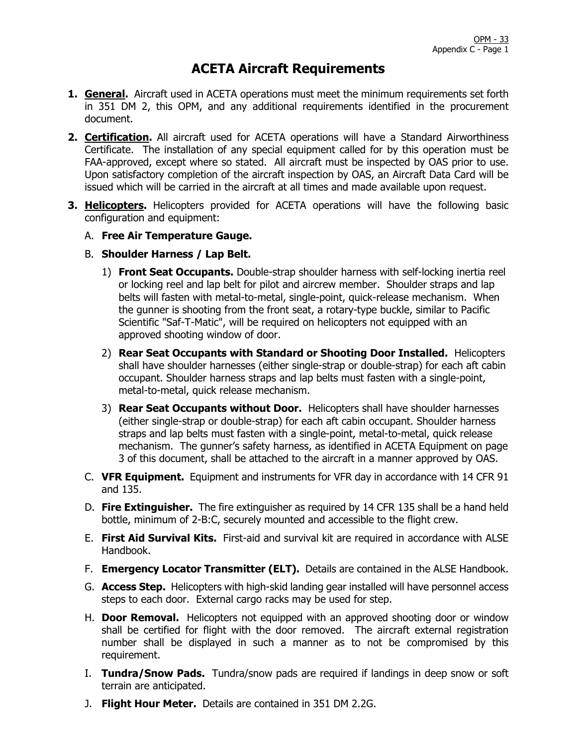# ACETA Aircraft Requirements

1. **General.** Aircraft used in ACETA operations must meet the minimum requirements set forth in 351 DM 2, this OPM, and any additional requirements identified in the procurement document.

2. **Certification.** All aircraft used for ACETA operations will have a Standard Airworthiness Certificate. The installation of any special equipment called for by this operation must be FAA-approved, except where so stated. All aircraft must be inspected by OAS prior to use. Upon satisfactory completion of the aircraft inspection by OAS, an Aircraft Data Card will be issued which will be carried in the aircraft at all times and made available upon request.

3. **Helicopters.** Helicopters provided for ACETA operations will have the following basic configuration and equipment:

   A. **Free Air Temperature Gauge.**

   B. **Shoulder Harness / Lap Belt.**

   1) **Front Seat Occupants.** Double-strap shoulder harness with self-locking inertia reel or locking reel and lap belt for pilot and aircrew member. Shoulder straps and lap belts will fasten with metal-to-metal, single-point, quick-release mechanism. When the gunner is shooting from the front seat, a rotary-type buckle, similar to Pacific Scientific "Saf-T-Matic", will be required on helicopters not equipped with an approved shooting window of door.

   2) **Rear Seat Occupants with Standard or Shooting Door Installed.** Helicopters shall have shoulder harnesses (either single-strap or double-strap) for each aft cabin occupant. Shoulder harness straps and lap belts must fasten with a single-point, metal-to-metal, quick release mechanism.

   3) **Rear Seat Occupants without Door.** Helicopters shall have shoulder harnesses (either single-strap or double-strap) for each aft cabin occupant. Shoulder harness straps and lap belts must fasten with a single-point, metal-to-metal, quick release mechanism. The gunner's safety harness, as identified in ACETA Equipment on page 3 of this document, shall be attached to the aircraft in a manner approved by OAS.

   C. **VFR Equipment.** Equipment and instruments for VFR day in accordance with 14 CFR 91 and 135.

   D. **Fire Extinguisher.** The fire extinguisher as required by 14 CFR 135 shall be a hand held bottle, minimum of 2-B:C, securely mounted and accessible to the flight crew.

   E. **First Aid Survival Kits.** First-aid and survival kit are required in accordance with ALSE Handbook.

   F. **Emergency Locator Transmitter (ELT).** Details are contained in the ALSE Handbook.

   G. **Access Step.** Helicopters with high-skid landing gear installed will have personnel access steps to each door. External cargo racks may be used for step.

   H. **Door Removal.** Helicopters not equipped with an approved shooting door or window shall be certified for flight with the door removed. The aircraft external registration number shall be displayed in such a manner as to not be compromised by this requirement.

   I. **Tundra/Snow Pads.** Tundra/snow pads are required if landings in deep snow or soft terrain are anticipated.

   J. **Flight Hour Meter.** Details are contained in 351 DM 2.2G.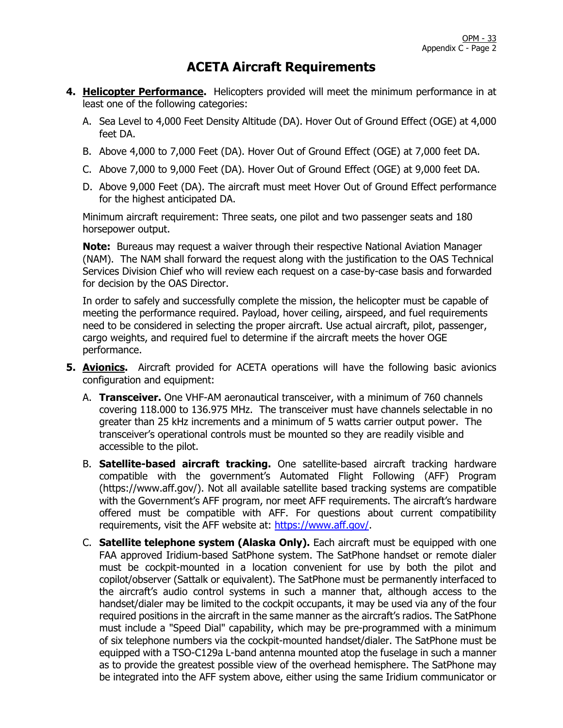# ACETA Aircraft Requirements

4. **Helicopter Performance.** Helicopters provided will meet the minimum performance in at least one of the following categories:

   A. Sea Level to 4,000 Feet Density Altitude (DA). Hover Out of Ground Effect (OGE) at 4,000 feet DA.

   B. Above 4,000 to 7,000 Feet (DA). Hover Out of Ground Effect (OGE) at 7,000 feet DA.

   C. Above 7,000 to 9,000 Feet (DA). Hover Out of Ground Effect (OGE) at 9,000 feet DA.

   D. Above 9,000 Feet (DA). The aircraft must meet Hover Out of Ground Effect performance for the highest anticipated DA.

   Minimum aircraft requirement: Three seats, one pilot and two passenger seats and 180 horsepower output.

   **Note:** Bureaus may request a waiver through their respective National Aviation Manager (NAM). The NAM shall forward the request along with the justification to the OAS Technical Services Division Chief who will review each request on a case-by-case basis and forwarded for decision by the OAS Director.

   In order to safely and successfully complete the mission, the helicopter must be capable of meeting the performance required. Payload, hover ceiling, airspeed, and fuel requirements need to be considered in selecting the proper aircraft. Use actual aircraft, pilot, passenger, cargo weights, and required fuel to determine if the aircraft meets the hover OGE performance.

5. **Avionics.** Aircraft provided for ACETA operations will have the following basic avionics configuration and equipment:

   A. **Transceiver.** One VHF-AM aeronautical transceiver, with a minimum of 760 channels covering 118.000 to 136.975 MHz. The transceiver must have channels selectable in no greater than 25 kHz increments and a minimum of 5 watts carrier output power. The transceiver's operational controls must be mounted so they are readily visible and accessible to the pilot.

   B. **Satellite-based aircraft tracking.** One satellite-based aircraft tracking hardware compatible with the government's Automated Flight Following (AFF) Program (https://www.aff.gov/). Not all available satellite based tracking systems are compatible with the Government's AFF program, nor meet AFF requirements. The aircraft's hardware offered must be compatible with AFF. For questions about current compatibility requirements, visit the AFF website at: https://www.aff.gov/.

   C. **Satellite telephone system (Alaska Only).** Each aircraft must be equipped with one FAA approved Iridium-based SatPhone system. The SatPhone handset or remote dialer must be cockpit-mounted in a location convenient for use by both the pilot and copilot/observer (Sattalk or equivalent). The SatPhone must be permanently interfaced to the aircraft's audio control systems in such a manner that, although access to the handset/dialer may be limited to the cockpit occupants, it may be used via any of the four required positions in the aircraft in the same manner as the aircraft's radios. The SatPhone must include a "Speed Dial" capability, which may be pre-programmed with a minimum of six telephone numbers via the cockpit-mounted handset/dialer. The SatPhone must be equipped with a TSO-C129a L-band antenna mounted atop the fuselage in such a manner as to provide the greatest possible view of the overhead hemisphere. The SatPhone may be integrated into the AFF system above, either using the same Iridium communicator or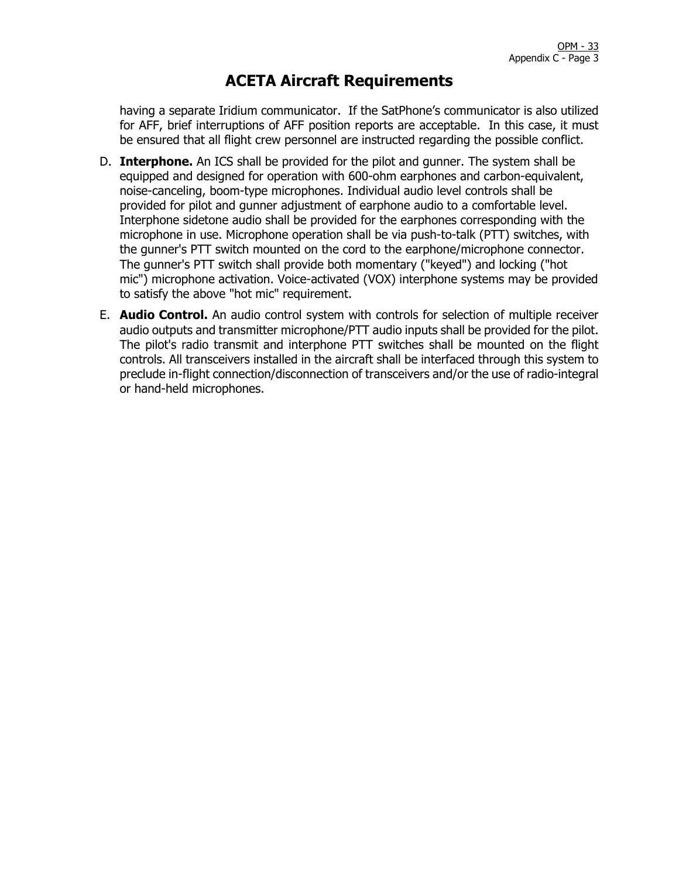# ACETA Aircraft Requirements

having a separate Iridium communicator. If the SatPhone's communicator is also utilized for AFF, brief interruptions of AFF position reports are acceptable. In this case, it must be ensured that all flight crew personnel are instructed regarding the possible conflict.

D. **Interphone.** An ICS shall be provided for the pilot and gunner. The system shall be equipped and designed for operation with 600-ohm earphones and carbon-equivalent, noise-canceling, boom-type microphones. Individual audio level controls shall be provided for pilot and gunner adjustment of earphone audio to a comfortable level. Interphone sidetone audio shall be provided for the earphones corresponding with the microphone in use. Microphone operation shall be via push-to-talk (PTT) switches, with the gunner's PTT switch mounted on the cord to the earphone/microphone connector. The gunner's PTT switch shall provide both momentary ("keyed") and locking ("hot mic") microphone activation. Voice-activated (VOX) interphone systems may be provided to satisfy the above "hot mic" requirement.

E. **Audio Control.** An audio control system with controls for selection of multiple receiver audio outputs and transmitter microphone/PTT audio inputs shall be provided for the pilot. The pilot's radio transmit and interphone PTT switches shall be mounted on the flight controls. All transceivers installed in the aircraft shall be interfaced through this system to preclude in-flight connection/disconnection of transceivers and/or the use of radio-integral or hand-held microphones.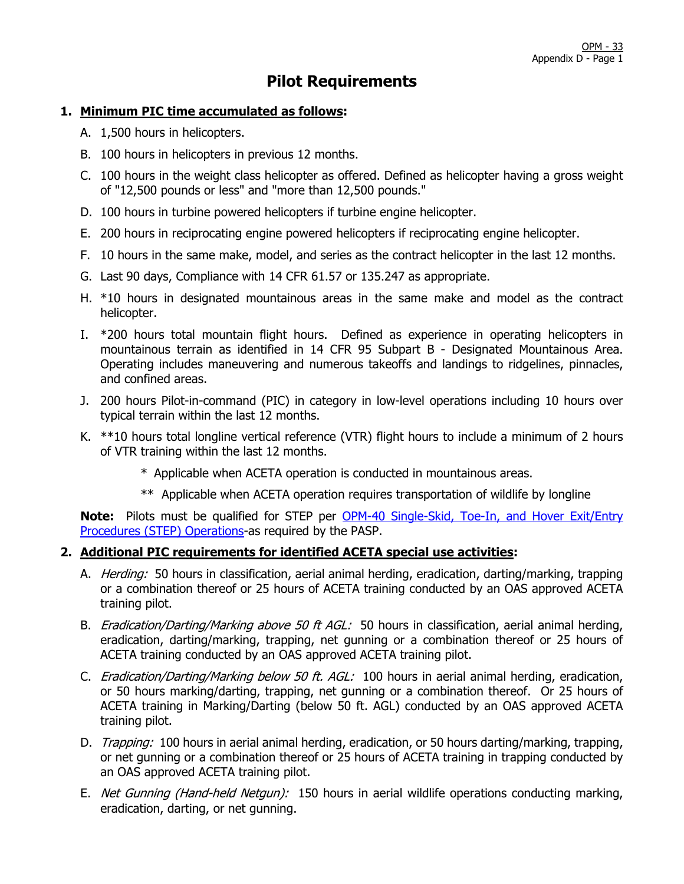# Pilot Requirements

1. **<u>Minimum PIC time accumulated as follows</u>:**

   A. 1,500 hours in helicopters.

   B. 100 hours in helicopters in previous 12 months.

   C. 100 hours in the weight class helicopter as offered. Defined as helicopter having a gross weight of "12,500 pounds or less" and "more than 12,500 pounds."

   D. 100 hours in turbine powered helicopters if turbine engine helicopter.

   E. 200 hours in reciprocating engine powered helicopters if reciprocating engine helicopter.

   F. 10 hours in the same make, model, and series as the contract helicopter in the last 12 months.

   G. Last 90 days, Compliance with 14 CFR 61.57 or 135.247 as appropriate.

   H. *10 hours in designated mountainous areas in the same make and model as the contract helicopter.

   I. *200 hours total mountain flight hours. Defined as experience in operating helicopters in mountainous terrain as identified in 14 CFR 95 Subpart B - Designated Mountainous Area. Operating includes maneuvering and numerous takeoffs and landings to ridgelines, pinnacles, and confined areas.

   J. 200 hours Pilot-in-command (PIC) in category in low-level operations including 10 hours over typical terrain within the last 12 months.

   K. **10 hours total longline vertical reference (VTR) flight hours to include a minimum of 2 hours of VTR training within the last 12 months.

      * Applicable when ACETA operation is conducted in mountainous areas.

      ** Applicable when ACETA operation requires transportation of wildlife by longline

   **Note:** Pilots must be qualified for STEP per [OPM-40 Single-Skid, Toe-In, and Hover Exit/Entry Procedures (STEP) Operations](OPM-40)-as required by the PASP.

2. **<u>Additional PIC requirements for identified ACETA special use activities</u>:**

   A. *Herding:* 50 hours in classification, aerial animal herding, eradication, darting/marking, trapping or a combination thereof or 25 hours of ACETA training conducted by an OAS approved ACETA training pilot.

   B. *Eradication/Darting/Marking above 50 ft AGL:* 50 hours in classification, aerial animal herding, eradication, darting/marking, trapping, net gunning or a combination thereof or 25 hours of ACETA training conducted by an OAS approved ACETA training pilot.

   C. *Eradication/Darting/Marking below 50 ft. AGL:* 100 hours in aerial animal herding, eradication, or 50 hours marking/darting, trapping, net gunning or a combination thereof. Or 25 hours of ACETA training in Marking/Darting (below 50 ft. AGL) conducted by an OAS approved ACETA training pilot.

   D. *Trapping:* 100 hours in aerial animal herding, eradication, or 50 hours darting/marking, trapping, or net gunning or a combination thereof or 25 hours of ACETA training in trapping conducted by an OAS approved ACETA training pilot.

   E. *Net Gunning (Hand-held Netgun):* 150 hours in aerial wildlife operations conducting marking, eradication, darting, or net gunning.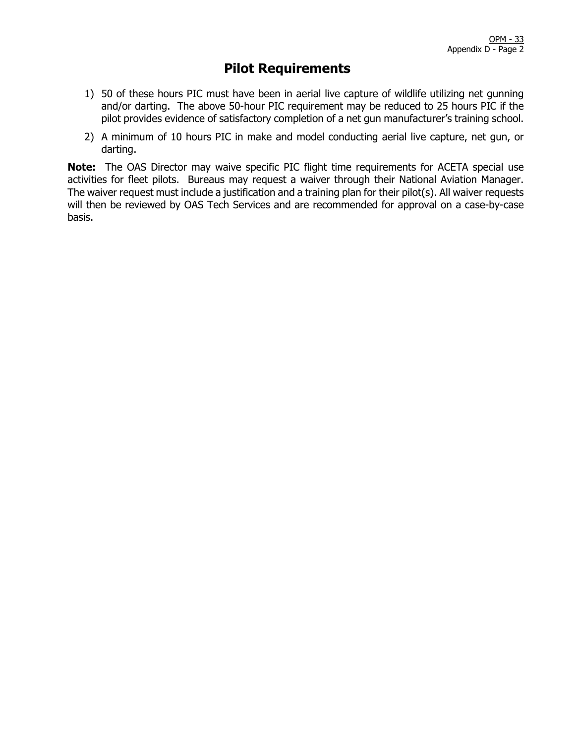# Pilot Requirements

1) 50 of these hours PIC must have been in aerial live capture of wildlife utilizing net gunning and/or darting. The above 50-hour PIC requirement may be reduced to 25 hours PIC if the pilot provides evidence of satisfactory completion of a net gun manufacturer's training school.
2) A minimum of 10 hours PIC in make and model conducting aerial live capture, net gun, or darting.

**Note:** The OAS Director may waive specific PIC flight time requirements for ACETA special use activities for fleet pilots. Bureaus may request a waiver through their National Aviation Manager. The waiver request must include a justification and a training plan for their pilot(s). All waiver requests will then be reviewed by OAS Tech Services and are recommended for approval on a case-by-case basis.